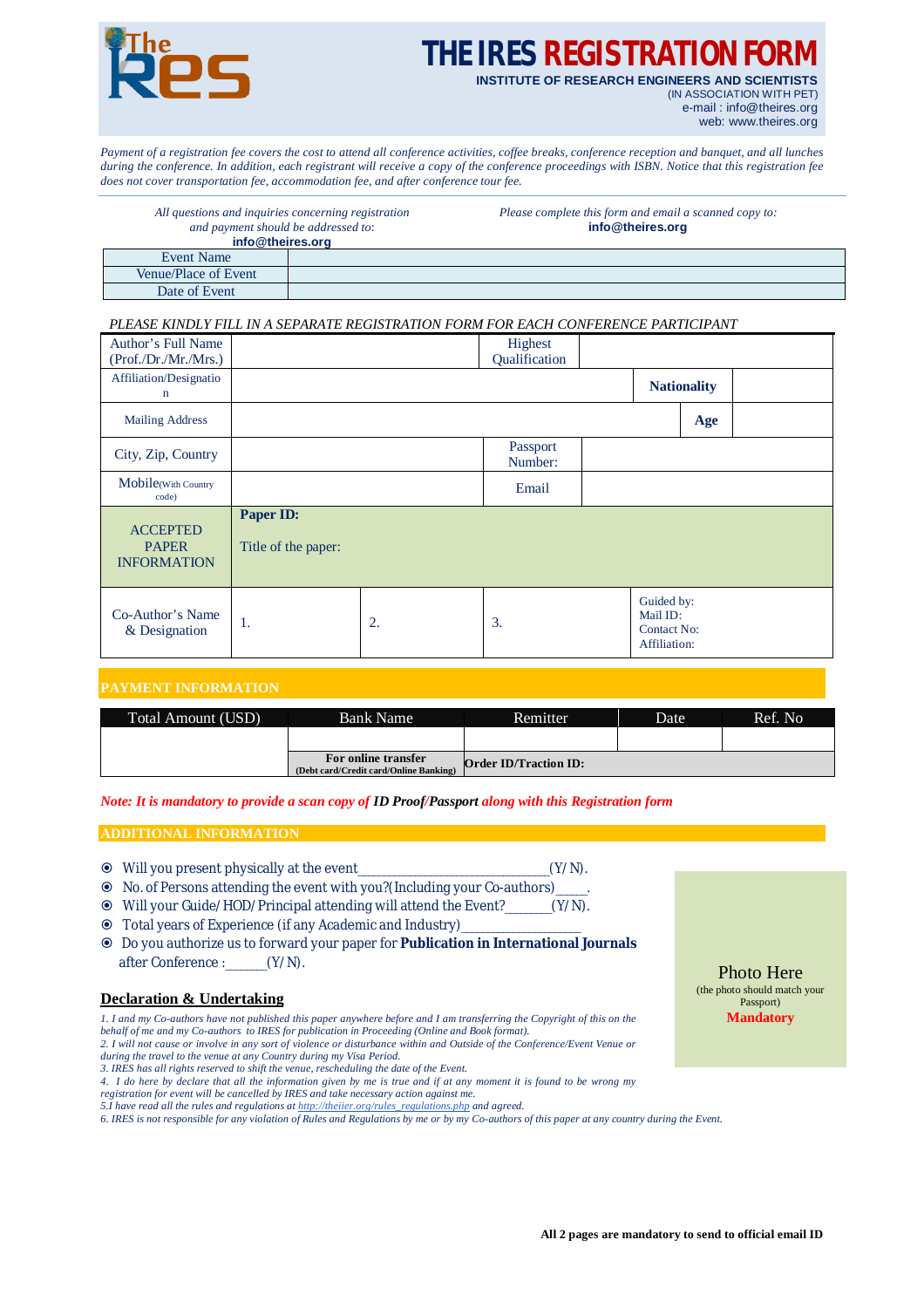# THE IRES REGISTRATION FORM

**INSTITUTE OF RESEARCH ENGINEERS AND SCIENTISTS**
(IN ASSOCIATION WITH PET)
e-mail : info@theires.org
web: www.theires.org

*Payment of a registration fee covers the cost to attend all conference activities, coffee breaks, conference reception and banquet, and all lunches during the conference. In addition, each registrant will receive a copy of the conference proceedings with ISBN. Notice that this registration fee does not cover transportation fee, accommodation fee, and after conference tour fee.*

*All questions and inquiries concerning registration and payment should be addressed to:*
**info@theires.org**

*Please complete this form and email a scanned copy to:*
**info@theires.org**

| Event Name | |
|---|---|
| Venue/Place of Event | |
| Date of Event | |

*PLEASE KINDLY FILL IN A SEPARATE REGISTRATION FORM FOR EACH CONFERENCE PARTICIPANT*

| Author's Full Name (Prof./Dr./Mr./Mrs.) | | | Highest Qualification | | |
|---|---|---|---|---|---|
| Affiliation/Designation | | | | **Nationality** | |
| Mailing Address | | | | **Age** | |
| City, Zip, Country | | | Passport Number: | | |
| Mobile(With Country code) | | | Email | | |
| ACCEPTED PAPER INFORMATION | **Paper ID:** Title of the paper: | | | | |
| Co-Author's Name & Designation | 1. | 2. | 3. | Guided by: Mail ID: Contact No: Affiliation: | |

## PAYMENT INFORMATION

| Total Amount (USD) | Bank Name | Remitter | Date | Ref. No |
|---|---|---|---|---|
| | | | | |
| | **For online transfer** (Debt card/Credit card/Online Banking) | **Order ID/Traction ID:** | | |

***Note: It is mandatory to provide a scan copy of ID Proof/Passport along with this Registration form***

## ADDITIONAL INFORMATION

- Will you present physically at the event\_\_\_\_\_\_\_\_\_\_\_\_\_\_\_\_\_\_\_\_\_\_\_\_\_\_\_(Y/N).
- No. of Persons attending the event with you?(Including your Co-authors)\_\_\_\_.
- Will your Guide/HOD/Principal attending will attend the Event?\_\_\_\_\_\_\_(Y/N).
- Total years of Experience (if any Academic and Industry)\_\_\_\_\_\_\_\_\_\_\_\_\_\_\_\_\_
- Do you authorize us to forward your paper for **Publication in International Journals** after Conference :\_\_\_\_\_\_(Y/N).

Photo Here
(the photo should match your Passport)
**Mandatory**

### Declaration & Undertaking

*1. I and my Co-authors have not published this paper anywhere before and I am transferring the Copyright of this on the behalf of me and my Co-authors to IRES for publication in Proceeding (Online and Book format).*
*2. I will not cause or involve in any sort of violence or disturbance within and Outside of the Conference/Event Venue or during the travel to the venue at any Country during my Visa Period.*
*3. IRES has all rights reserved to shift the venue, rescheduling the date of the Event.*
*4. I do here by declare that all the information given by me is true and if at any moment it is found to be wrong my registration for event will be cancelled by IRES and take necessary action against me.*
*5.I have read all the rules and regulations at http://theiier.org/rules_regulations.php and agreed.*
*6. IRES is not responsible for any violation of Rules and Regulations by me or by my Co-authors of this paper at any country during the Event.*

**All 2 pages are mandatory to send to official email ID**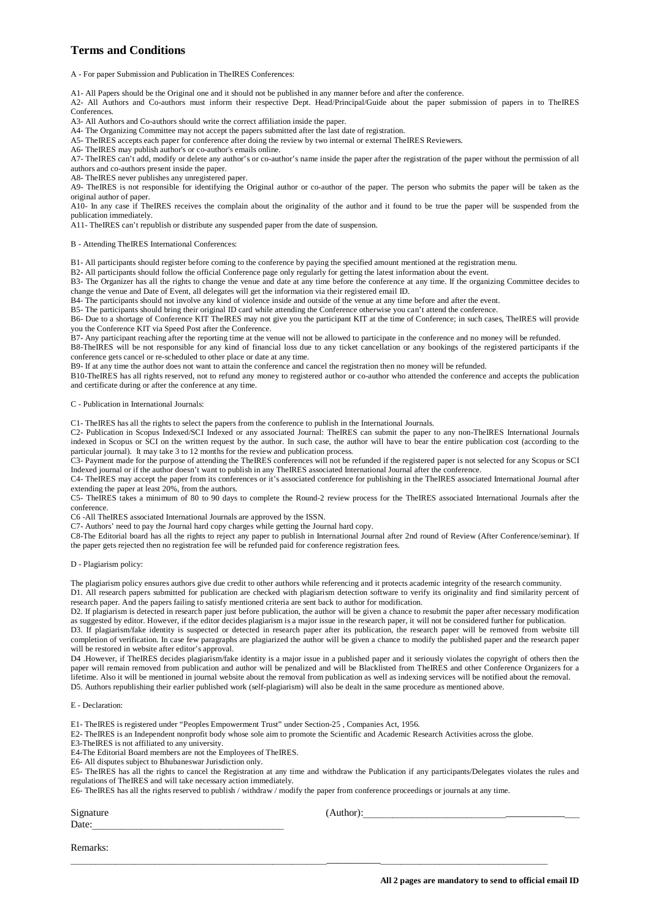## Terms and Conditions

A - For paper Submission and Publication in TheIRES Conferences:

A1- All Papers should be the Original one and it should not be published in any manner before and after the conference.
A2- All Authors and Co-authors must inform their respective Dept. Head/Principal/Guide about the paper submission of papers in to TheIRES Conferences.
A3- All Authors and Co-authors should write the correct affiliation inside the paper.
A4- The Organizing Committee may not accept the papers submitted after the last date of registration.
A5- TheIRES accepts each paper for conference after doing the review by two internal or external TheIRES Reviewers.
A6- TheIRES may publish author's or co-author's emails online.
A7- TheIRES can't add, modify or delete any author's or co-author's name inside the paper after the registration of the paper without the permission of all authors and co-authors present inside the paper.
A8- TheIRES never publishes any unregistered paper.
A9- TheIRES is not responsible for identifying the Original author or co-author of the paper. The person who submits the paper will be taken as the original author of paper.
A10- In any case if TheIRES receives the complain about the originality of the author and it found to be true the paper will be suspended from the publication immediately.
A11- TheIRES can't republish or distribute any suspended paper from the date of suspension.

B - Attending TheIRES International Conferences:

B1- All participants should register before coming to the conference by paying the specified amount mentioned at the registration menu.
B2- All participants should follow the official Conference page only regularly for getting the latest information about the event.
B3- The Organizer has all the rights to change the venue and date at any time before the conference at any time. If the organizing Committee decides to change the venue and Date of Event, all delegates will get the information via their registered email ID.
B4- The participants should not involve any kind of violence inside and outside of the venue at any time before and after the event.
B5- The participants should bring their original ID card while attending the Conference otherwise you can't attend the conference.
B6- Due to a shortage of Conference KIT TheIRES may not give you the participant KIT at the time of Conference; in such cases, TheIRES will provide you the Conference KIT via Speed Post after the Conference.
B7- Any participant reaching after the reporting time at the venue will not be allowed to participate in the conference and no money will be refunded.
B8-TheIRES will be not responsible for any kind of financial loss due to any ticket cancellation or any bookings of the registered participants if the conference gets cancel or re-scheduled to other place or date at any time.
B9- If at any time the author does not want to attain the conference and cancel the registration then no money will be refunded.
B10-TheIRES has all rights reserved, not to refund any money to registered author or co-author who attended the conference and accepts the publication and certificate during or after the conference at any time.

C - Publication in International Journals:

C1- TheIRES has all the rights to select the papers from the conference to publish in the International Journals.
C2- Publication in Scopus Indexed/SCI Indexed or any associated Journal: TheIRES can submit the paper to any non-TheIRES International Journals indexed in Scopus or SCI on the written request by the author. In such case, the author will have to bear the entire publication cost (according to the particular journal). It may take 3 to 12 months for the review and publication process.
C3- Payment made for the purpose of attending the TheIRES conferences will not be refunded if the registered paper is not selected for any Scopus or SCI Indexed journal or if the author doesn't want to publish in any TheIRES associated International Journal after the conference.
C4- TheIRES may accept the paper from its conferences or it's associated conference for publishing in the TheIRES associated International Journal after extending the paper at least 20%, from the authors.
C5- TheIRES takes a minimum of 80 to 90 days to complete the Round-2 review process for the TheIRES associated International Journals after the conference.
C6 -All TheIRES associated International Journals are approved by the ISSN.
C7- Authors' need to pay the Journal hard copy charges while getting the Journal hard copy.
C8-The Editorial board has all the rights to reject any paper to publish in International Journal after 2nd round of Review (After Conference/seminar). If the paper gets rejected then no registration fee will be refunded paid for conference registration fees.

D - Plagiarism policy:

The plagiarism policy ensures authors give due credit to other authors while referencing and it protects academic integrity of the research community.
D1. All research papers submitted for publication are checked with plagiarism detection software to verify its originality and find similarity percent of research paper. And the papers failing to satisfy mentioned criteria are sent back to author for modification.
D2. If plagiarism is detected in research paper just before publication, the author will be given a chance to resubmit the paper after necessary modification as suggested by editor. However, if the editor decides plagiarism is a major issue in the research paper, it will not be considered further for publication.
D3. If plagiarism/fake identity is suspected or detected in research paper after its publication, the research paper will be removed from website till completion of verification. In case few paragraphs are plagiarized the author will be given a chance to modify the published paper and the research paper will be restored in website after editor's approval.
D4 .However, if TheIRES decides plagiarism/fake identity is a major issue in a published paper and it seriously violates the copyright of others then the paper will remain removed from publication and author will be penalized and will be Blacklisted from TheIRES and other Conference Organizers for a lifetime. Also it will be mentioned in journal website about the removal from publication as well as indexing services will be notified about the removal.
D5. Authors republishing their earlier published work (self-plagiarism) will also be dealt in the same procedure as mentioned above.

E - Declaration:

E1- TheIRES is registered under "Peoples Empowerment Trust" under Section-25 , Companies Act, 1956.
E2- TheIRES is an Independent nonprofit body whose sole aim to promote the Scientific and Academic Research Activities across the globe.
E3-TheIRES is not affiliated to any university.
E4-The Editorial Board members are not the Employees of TheIRES.
E6- All disputes subject to Bhubaneswar Jurisdiction only.
E5- TheIRES has all the rights to cancel the Registration at any time and withdraw the Publication if any participants/Delegates violates the rules and regulations of TheIRES and will take necessary action immediately.
E6- TheIRES has all the rights reserved to publish / withdraw / modify the paper from conference proceedings or journals at any time.

Signature (Author):_______________________________________________
Date:________________________________________

Remarks:
_____________________________________________________________________________________________________

**All 2 pages are mandatory to send to official email ID**